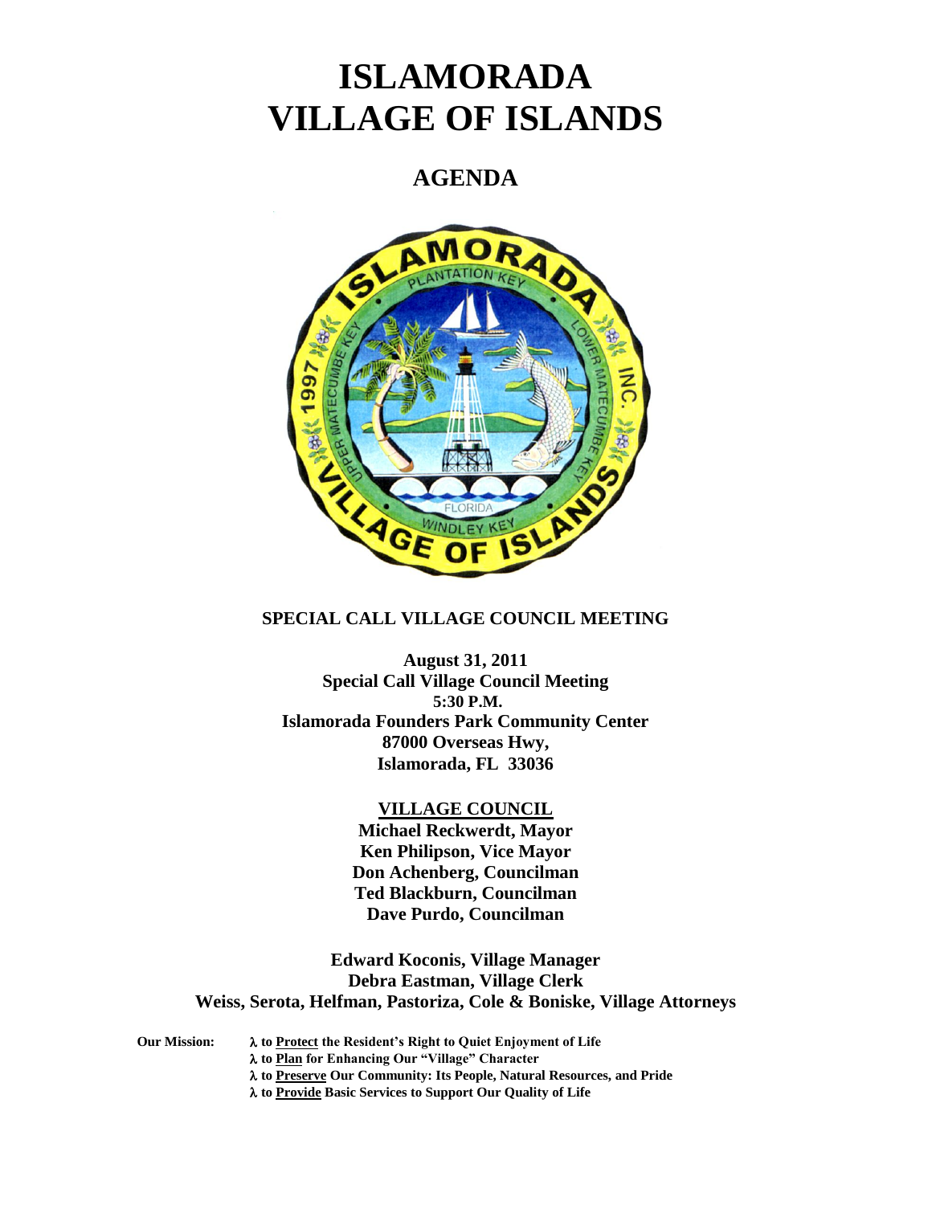# ISLAMORADA VILLAGE OF ISLANDS

## AGENDA

**SPECIAL CALL VILLAGE COUNCIL MEETING**

**August 31, 2011**
**Special Call Village Council Meeting**
**5:30 P.M.**
**Islamorada Founders Park Community Center**
**87000 Overseas Hwy,**
**Islamorada, FL 33036**

**VILLAGE COUNCIL**

**Michael Reckwerdt, Mayor**
**Ken Philipson, Vice Mayor**
**Don Achenberg, Councilman**
**Ted Blackburn, Councilman**
**Dave Purdo, Councilman**

**Edward Koconis, Village Manager**
**Debra Eastman, Village Clerk**
**Weiss, Serota, Helfman, Pastoriza, Cole & Boniske, Village Attorneys**

**Our Mission:**

- λ **to Protect the Resident's Right to Quiet Enjoyment of Life**
- λ **to Plan for Enhancing Our "Village" Character**
- λ **to Preserve Our Community: Its People, Natural Resources, and Pride**
- λ **to Provide Basic Services to Support Our Quality of Life**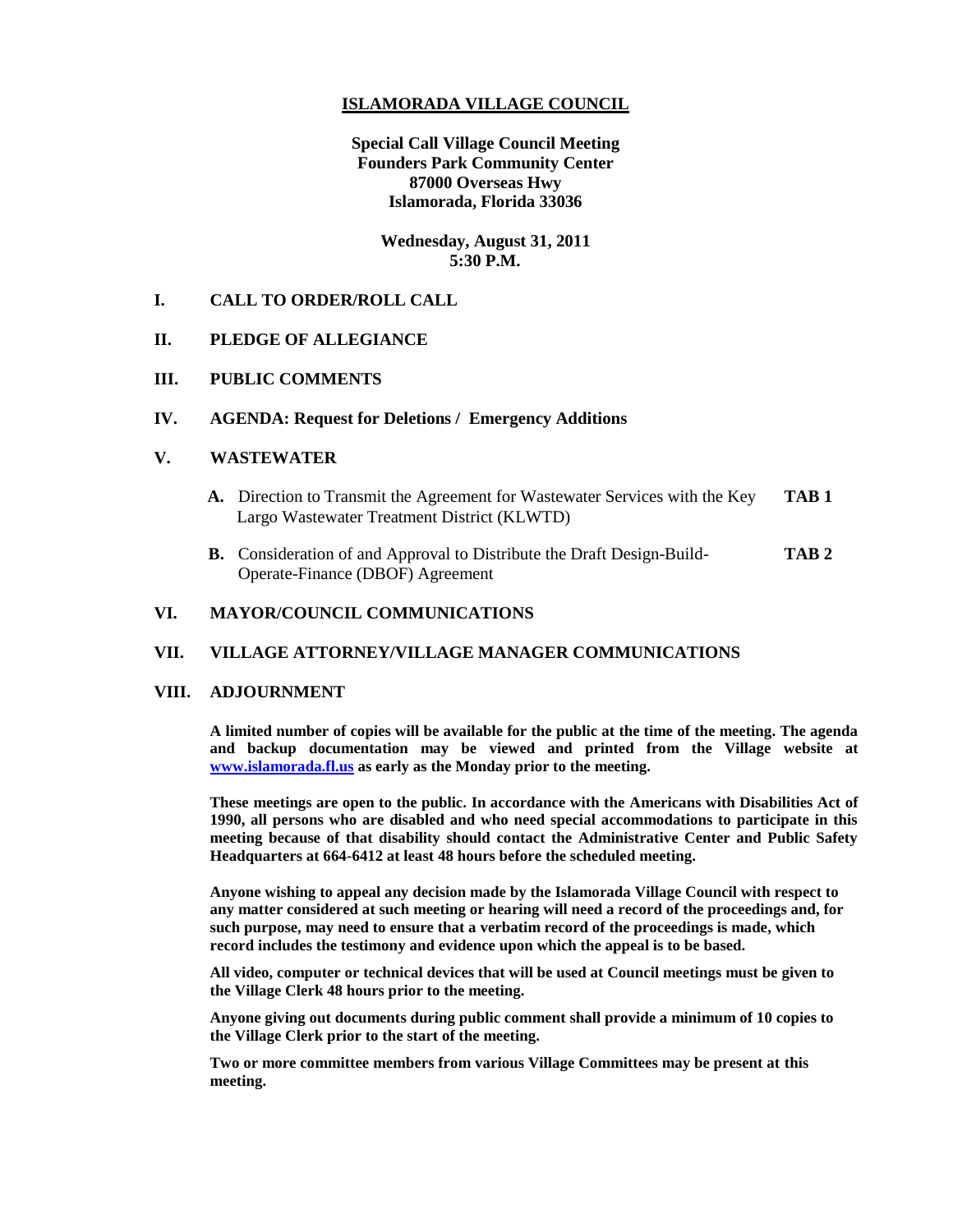# ISLAMORADA VILLAGE COUNCIL

**Special Call Village Council Meeting**
**Founders Park Community Center**
**87000 Overseas Hwy**
**Islamorada, Florida 33036**

**Wednesday, August 31, 2011**
**5:30 P.M.**

**I. CALL TO ORDER/ROLL CALL**

**II. PLEDGE OF ALLEGIANCE**

**III. PUBLIC COMMENTS**

**IV. AGENDA: Request for Deletions / Emergency Additions**

**V. WASTEWATER**

- **A.** Direction to Transmit the Agreement for Wastewater Services with the Key Largo Wastewater Treatment District (KLWTD) **TAB 1**
- **B.** Consideration of and Approval to Distribute the Draft Design-Build-Operate-Finance (DBOF) Agreement **TAB 2**

**VI. MAYOR/COUNCIL COMMUNICATIONS**

**VII. VILLAGE ATTORNEY/VILLAGE MANAGER COMMUNICATIONS**

**VIII. ADJOURNMENT**

**A limited number of copies will be available for the public at the time of the meeting. The agenda and backup documentation may be viewed and printed from the Village website at www.islamorada.fl.us as early as the Monday prior to the meeting.**

**These meetings are open to the public. In accordance with the Americans with Disabilities Act of 1990, all persons who are disabled and who need special accommodations to participate in this meeting because of that disability should contact the Administrative Center and Public Safety Headquarters at 664-6412 at least 48 hours before the scheduled meeting.**

**Anyone wishing to appeal any decision made by the Islamorada Village Council with respect to any matter considered at such meeting or hearing will need a record of the proceedings and, for such purpose, may need to ensure that a verbatim record of the proceedings is made, which record includes the testimony and evidence upon which the appeal is to be based.**

**All video, computer or technical devices that will be used at Council meetings must be given to the Village Clerk 48 hours prior to the meeting.**

**Anyone giving out documents during public comment shall provide a minimum of 10 copies to the Village Clerk prior to the start of the meeting.**

**Two or more committee members from various Village Committees may be present at this meeting.**